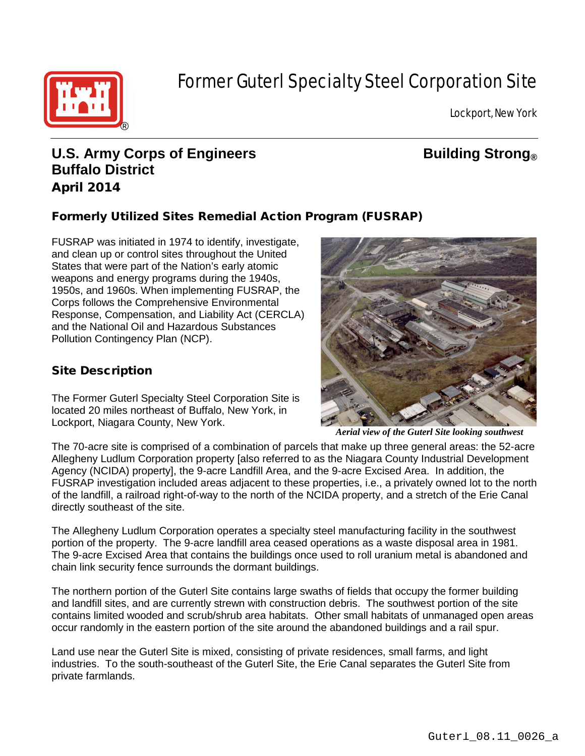# Former Guterl Specialty Steel Corporation Site

Lockport, New York

**U.S. Army Corps of Engineers**
**Buffalo District**
**April 2014**

**Building Strong®**

## Formerly Utilized Sites Remedial Action Program (FUSRAP)

FUSRAP was initiated in 1974 to identify, investigate, and clean up or control sites throughout the United States that were part of the Nation's early atomic weapons and energy programs during the 1940s, 1950s, and 1960s. When implementing FUSRAP, the Corps follows the Comprehensive Environmental Response, Compensation, and Liability Act (CERCLA) and the National Oil and Hazardous Substances Pollution Contingency Plan (NCP).

## Site Description

The Former Guterl Specialty Steel Corporation Site is located 20 miles northeast of Buffalo, New York, in Lockport, Niagara County, New York.

*Aerial view of the Guterl Site looking southwest*

The 70-acre site is comprised of a combination of parcels that make up three general areas: the 52-acre Allegheny Ludlum Corporation property [also referred to as the Niagara County Industrial Development Agency (NCIDA) property], the 9-acre Landfill Area, and the 9-acre Excised Area. In addition, the FUSRAP investigation included areas adjacent to these properties, i.e., a privately owned lot to the north of the landfill, a railroad right-of-way to the north of the NCIDA property, and a stretch of the Erie Canal directly southeast of the site.

The Allegheny Ludlum Corporation operates a specialty steel manufacturing facility in the southwest portion of the property. The 9-acre landfill area ceased operations as a waste disposal area in 1981. The 9-acre Excised Area that contains the buildings once used to roll uranium metal is abandoned and chain link security fence surrounds the dormant buildings.

The northern portion of the Guterl Site contains large swaths of fields that occupy the former building and landfill sites, and are currently strewn with construction debris. The southwest portion of the site contains limited wooded and scrub/shrub area habitats. Other small habitats of unmanaged open areas occur randomly in the eastern portion of the site around the abandoned buildings and a rail spur.

Land use near the Guterl Site is mixed, consisting of private residences, small farms, and light industries. To the south-southeast of the Guterl Site, the Erie Canal separates the Guterl Site from private farmlands.

Guterl_08.11_0026_a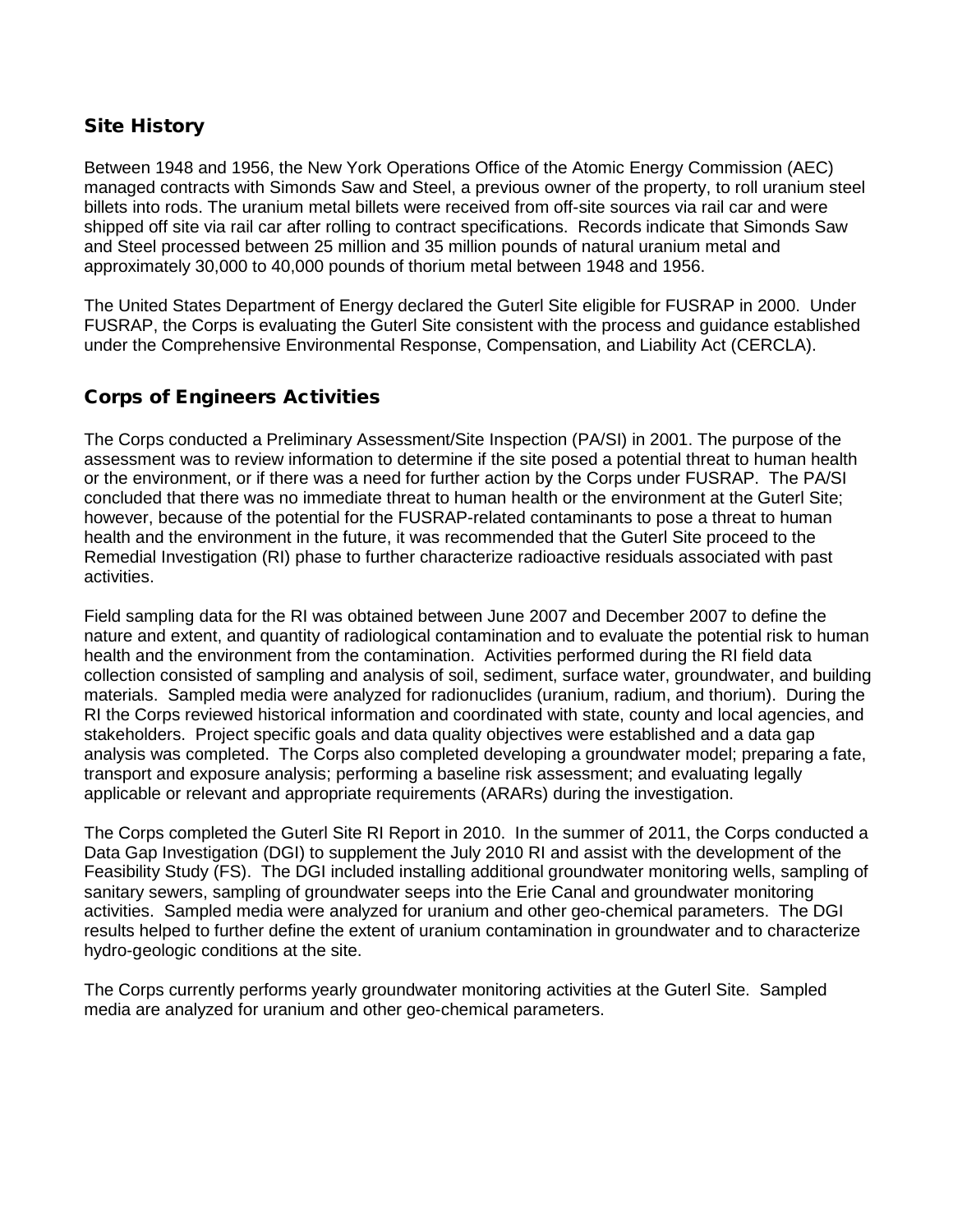## Site History

Between 1948 and 1956, the New York Operations Office of the Atomic Energy Commission (AEC) managed contracts with Simonds Saw and Steel, a previous owner of the property, to roll uranium steel billets into rods. The uranium metal billets were received from off-site sources via rail car and were shipped off site via rail car after rolling to contract specifications. Records indicate that Simonds Saw and Steel processed between 25 million and 35 million pounds of natural uranium metal and approximately 30,000 to 40,000 pounds of thorium metal between 1948 and 1956.

The United States Department of Energy declared the Guterl Site eligible for FUSRAP in 2000. Under FUSRAP, the Corps is evaluating the Guterl Site consistent with the process and guidance established under the Comprehensive Environmental Response, Compensation, and Liability Act (CERCLA).

## Corps of Engineers Activities

The Corps conducted a Preliminary Assessment/Site Inspection (PA/SI) in 2001. The purpose of the assessment was to review information to determine if the site posed a potential threat to human health or the environment, or if there was a need for further action by the Corps under FUSRAP. The PA/SI concluded that there was no immediate threat to human health or the environment at the Guterl Site; however, because of the potential for the FUSRAP-related contaminants to pose a threat to human health and the environment in the future, it was recommended that the Guterl Site proceed to the Remedial Investigation (RI) phase to further characterize radioactive residuals associated with past activities.

Field sampling data for the RI was obtained between June 2007 and December 2007 to define the nature and extent, and quantity of radiological contamination and to evaluate the potential risk to human health and the environment from the contamination. Activities performed during the RI field data collection consisted of sampling and analysis of soil, sediment, surface water, groundwater, and building materials. Sampled media were analyzed for radionuclides (uranium, radium, and thorium). During the RI the Corps reviewed historical information and coordinated with state, county and local agencies, and stakeholders. Project specific goals and data quality objectives were established and a data gap analysis was completed. The Corps also completed developing a groundwater model; preparing a fate, transport and exposure analysis; performing a baseline risk assessment; and evaluating legally applicable or relevant and appropriate requirements (ARARs) during the investigation.

The Corps completed the Guterl Site RI Report in 2010. In the summer of 2011, the Corps conducted a Data Gap Investigation (DGI) to supplement the July 2010 RI and assist with the development of the Feasibility Study (FS). The DGI included installing additional groundwater monitoring wells, sampling of sanitary sewers, sampling of groundwater seeps into the Erie Canal and groundwater monitoring activities. Sampled media were analyzed for uranium and other geo-chemical parameters. The DGI results helped to further define the extent of uranium contamination in groundwater and to characterize hydro-geologic conditions at the site.

The Corps currently performs yearly groundwater monitoring activities at the Guterl Site. Sampled media are analyzed for uranium and other geo-chemical parameters.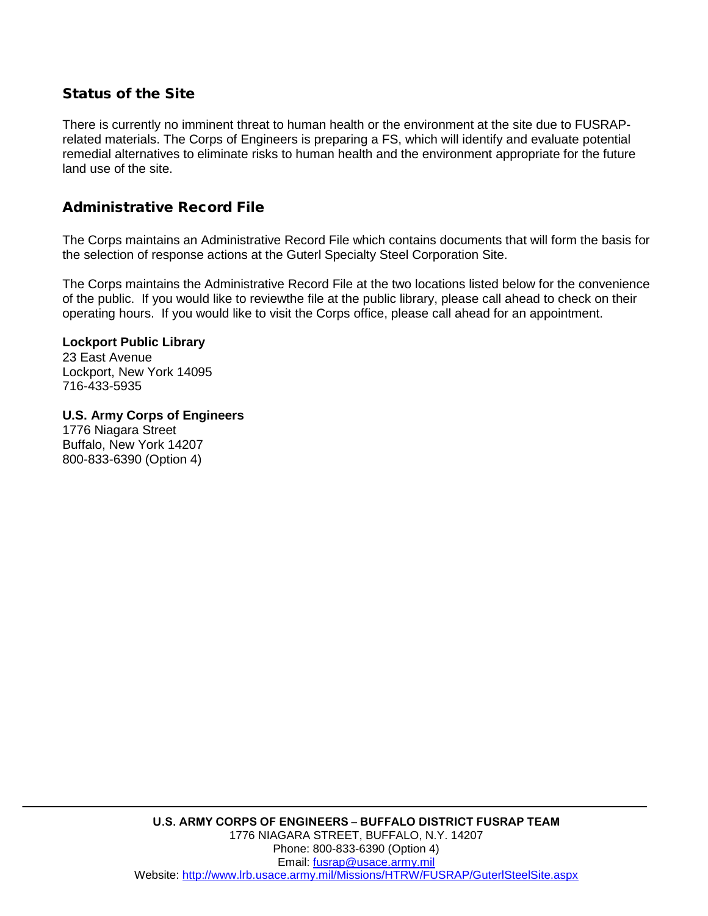## Status of the Site

There is currently no imminent threat to human health or the environment at the site due to FUSRAP-related materials. The Corps of Engineers is preparing a FS, which will identify and evaluate potential remedial alternatives to eliminate risks to human health and the environment appropriate for the future land use of the site.

## Administrative Record File

The Corps maintains an Administrative Record File which contains documents that will form the basis for the selection of response actions at the Guterl Specialty Steel Corporation Site.

The Corps maintains the Administrative Record File at the two locations listed below for the convenience of the public. If you would like to reviewthe file at the public library, please call ahead to check on their operating hours. If you would like to visit the Corps office, please call ahead for an appointment.

**Lockport Public Library**
23 East Avenue
Lockport, New York 14095
716-433-5935

**U.S. Army Corps of Engineers**
1776 Niagara Street
Buffalo, New York 14207
800-833-6390 (Option 4)